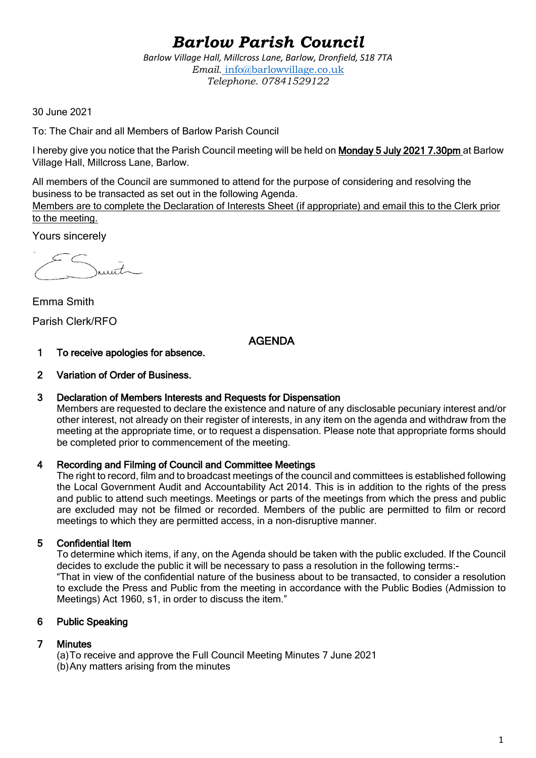# *Barlow Parish Council*

*Barlow Village Hall, Millcross Lane, Barlow, Dronfield, S18 7TA*
*Email.* info@barlowvillage.co.uk
*Telephone. 07841529122*

30 June 2021

To: The Chair and all Members of Barlow Parish Council

I hereby give you notice that the Parish Council meeting will be held on **Monday 5 July 2021 7.30pm** at Barlow Village Hall, Millcross Lane, Barlow.

All members of the Council are summoned to attend for the purpose of considering and resolving the business to be transacted as set out in the following Agenda.
Members are to complete the Declaration of Interests Sheet (if appropriate) and email this to the Clerk prior to the meeting.

Yours sincerely

Emma Smith

Parish Clerk/RFO

## AGENDA

1 **To receive apologies for absence.**

2 **Variation of Order of Business.**

3 **Declaration of Members Interests and Requests for Dispensation**
Members are requested to declare the existence and nature of any disclosable pecuniary interest and/or other interest, not already on their register of interests, in any item on the agenda and withdraw from the meeting at the appropriate time, or to request a dispensation. Please note that appropriate forms should be completed prior to commencement of the meeting.

4 **Recording and Filming of Council and Committee Meetings**
The right to record, film and to broadcast meetings of the council and committees is established following the Local Government Audit and Accountability Act 2014. This is in addition to the rights of the press and public to attend such meetings. Meetings or parts of the meetings from which the press and public are excluded may not be filmed or recorded. Members of the public are permitted to film or record meetings to which they are permitted access, in a non-disruptive manner.

5 **Confidential Item**
To determine which items, if any, on the Agenda should be taken with the public excluded. If the Council decides to exclude the public it will be necessary to pass a resolution in the following terms:-
"That in view of the confidential nature of the business about to be transacted, to consider a resolution to exclude the Press and Public from the meeting in accordance with the Public Bodies (Admission to Meetings) Act 1960, s1, in order to discuss the item."

6 **Public Speaking**

7 **Minutes**
(a) To receive and approve the Full Council Meeting Minutes 7 June 2021
(b) Any matters arising from the minutes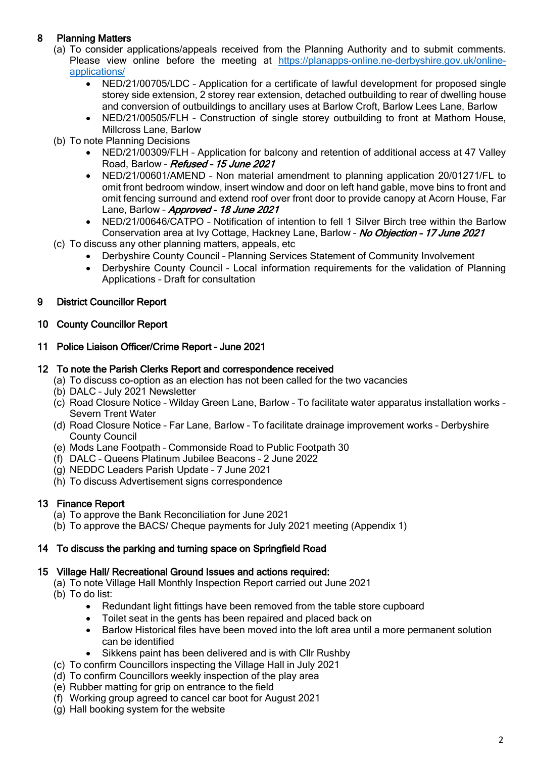## 8 Planning Matters

(a) To consider applications/appeals received from the Planning Authority and to submit comments. Please view online before the meeting at https://planapps-online.ne-derbyshire.gov.uk/online-applications/

- NED/21/00705/LDC – Application for a certificate of lawful development for proposed single storey side extension, 2 storey rear extension, detached outbuilding to rear of dwelling house and conversion of outbuildings to ancillary uses at Barlow Croft, Barlow Lees Lane, Barlow
- NED/21/00505/FLH – Construction of single storey outbuilding to front at Mathom House, Millcross Lane, Barlow

(b) To note Planning Decisions

- NED/21/00309/FLH – Application for balcony and retention of additional access at 47 Valley Road, Barlow – *Refused – 15 June 2021*
- NED/21/00601/AMEND – Non material amendment to planning application 20/01271/FL to omit front bedroom window, insert window and door on left hand gable, move bins to front and omit fencing surround and extend roof over front door to provide canopy at Acorn House, Far Lane, Barlow – *Approved – 18 June 2021*
- NED/21/00646/CATPO – Notification of intention to fell 1 Silver Birch tree within the Barlow Conservation area at Ivy Cottage, Hackney Lane, Barlow – *No Objection – 17 June 2021*

(c) To discuss any other planning matters, appeals, etc

- Derbyshire County Council – Planning Services Statement of Community Involvement
- Derbyshire County Council – Local information requirements for the validation of Planning Applications – Draft for consultation

## 9 District Councillor Report

## 10 County Councillor Report

## 11 Police Liaison Officer/Crime Report – June 2021

## 12 To note the Parish Clerks Report and correspondence received

(a) To discuss co-option as an election has not been called for the two vacancies
(b) DALC – July 2021 Newsletter
(c) Road Closure Notice – Wilday Green Lane, Barlow – To facilitate water apparatus installation works – Severn Trent Water
(d) Road Closure Notice – Far Lane, Barlow – To facilitate drainage improvement works – Derbyshire County Council
(e) Mods Lane Footpath – Commonside Road to Public Footpath 30
(f) DALC – Queens Platinum Jubilee Beacons – 2 June 2022
(g) NEDDC Leaders Parish Update – 7 June 2021
(h) To discuss Advertisement signs correspondence

## 13 Finance Report

(a) To approve the Bank Reconciliation for June 2021
(b) To approve the BACS/ Cheque payments for July 2021 meeting (Appendix 1)

## 14 To discuss the parking and turning space on Springfield Road

## 15 Village Hall/ Recreational Ground Issues and actions required:

(a) To note Village Hall Monthly Inspection Report carried out June 2021
(b) To do list:

- Redundant light fittings have been removed from the table store cupboard
- Toilet seat in the gents has been repaired and placed back on
- Barlow Historical files have been moved into the loft area until a more permanent solution can be identified
- Sikkens paint has been delivered and is with Cllr Rushby

(c) To confirm Councillors inspecting the Village Hall in July 2021
(d) To confirm Councillors weekly inspection of the play area
(e) Rubber matting for grip on entrance to the field
(f) Working group agreed to cancel car boot for August 2021
(g) Hall booking system for the website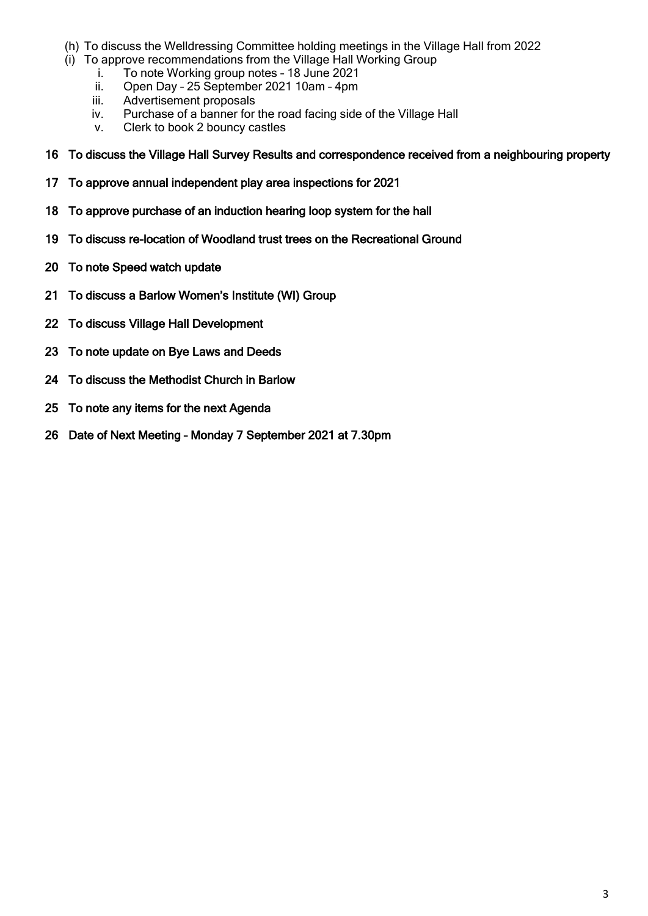(h) To discuss the Welldressing Committee holding meetings in the Village Hall from 2022
(i) To approve recommendations from the Village Hall Working Group
    i. To note Working group notes – 18 June 2021
    ii. Open Day – 25 September 2021 10am – 4pm
    iii. Advertisement proposals
    iv. Purchase of a banner for the road facing side of the Village Hall
    v. Clerk to book 2 bouncy castles

**16 To discuss the Village Hall Survey Results and correspondence received from a neighbouring property**

**17 To approve annual independent play area inspections for 2021**

**18 To approve purchase of an induction hearing loop system for the hall**

**19 To discuss re-location of Woodland trust trees on the Recreational Ground**

**20 To note Speed watch update**

**21 To discuss a Barlow Women's Institute (WI) Group**

**22 To discuss Village Hall Development**

**23 To note update on Bye Laws and Deeds**

**24 To discuss the Methodist Church in Barlow**

**25 To note any items for the next Agenda**

**26 Date of Next Meeting – Monday 7 September 2021 at 7.30pm**